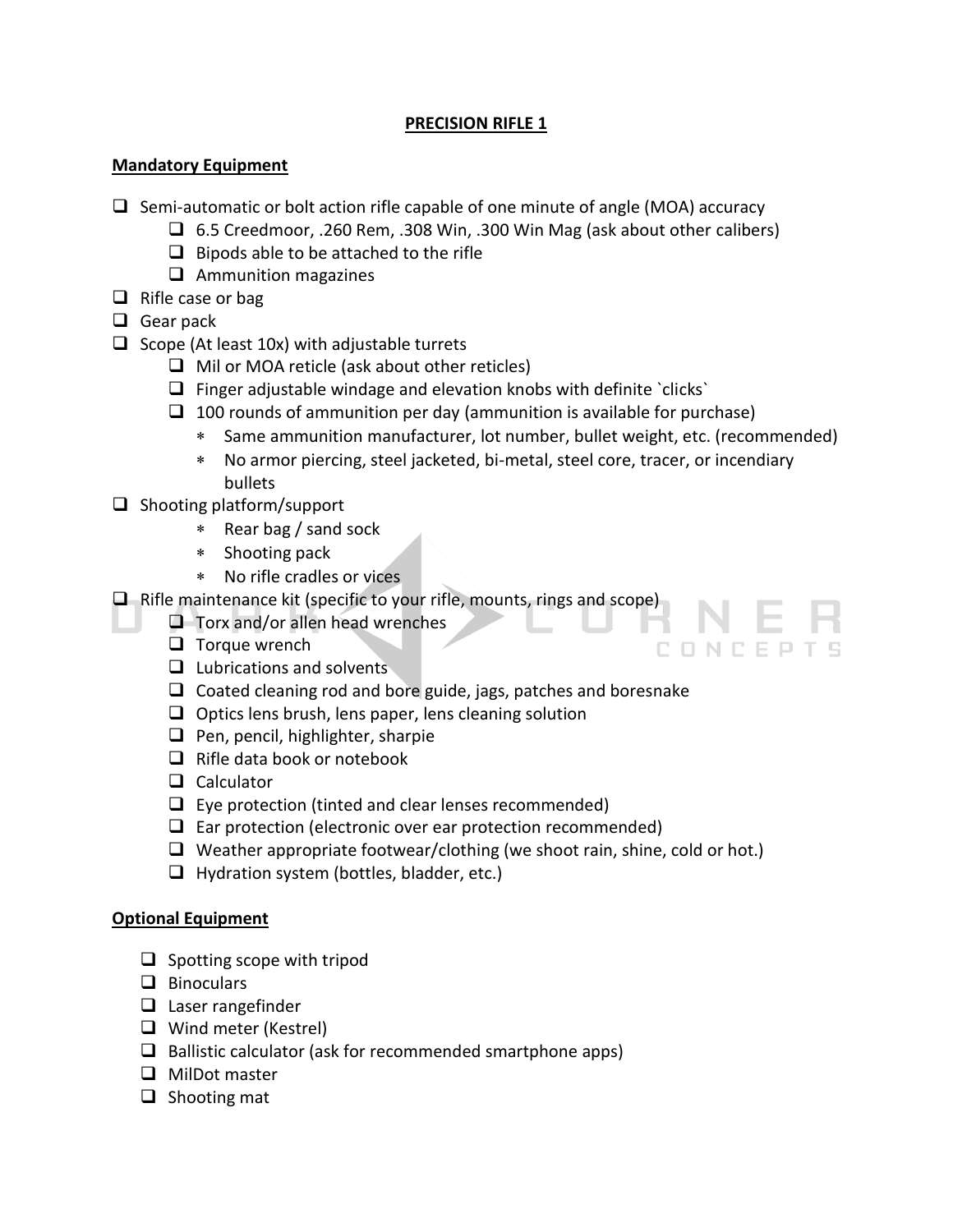**PRECISION RIFLE 1**

**Mandatory Equipment**

- ❑ Semi-automatic or bolt action rifle capable of one minute of angle (MOA) accuracy
  - ❑ 6.5 Creedmoor, .260 Rem, .308 Win, .300 Win Mag (ask about other calibers)
  - ❑ Bipods able to be attached to the rifle
  - ❑ Ammunition magazines
- ❑ Rifle case or bag
- ❑ Gear pack
- ❑ Scope (At least 10x) with adjustable turrets
  - ❑ Mil or MOA reticle (ask about other reticles)
  - ❑ Finger adjustable windage and elevation knobs with definite `clicks`
  - ❑ 100 rounds of ammunition per day (ammunition is available for purchase)
    - Same ammunition manufacturer, lot number, bullet weight, etc. (recommended)
    - No armor piercing, steel jacketed, bi-metal, steel core, tracer, or incendiary bullets
- ❑ Shooting platform/support
    - Rear bag / sand sock
    - Shooting pack
    - No rifle cradles or vices
- ❑ Rifle maintenance kit (specific to your rifle, mounts, rings and scope)
  - ❑ Torx and/or allen head wrenches
  - ❑ Torque wrench
  - ❑ Lubrications and solvents
  - ❑ Coated cleaning rod and bore guide, jags, patches and boresnake
  - ❑ Optics lens brush, lens paper, lens cleaning solution
  - ❑ Pen, pencil, highlighter, sharpie
  - ❑ Rifle data book or notebook
  - ❑ Calculator
  - ❑ Eye protection (tinted and clear lenses recommended)
  - ❑ Ear protection (electronic over ear protection recommended)
  - ❑ Weather appropriate footwear/clothing (we shoot rain, shine, cold or hot.)
  - ❑ Hydration system (bottles, bladder, etc.)

**Optional Equipment**

- ❑ Spotting scope with tripod
- ❑ Binoculars
- ❑ Laser rangefinder
- ❑ Wind meter (Kestrel)
- ❑ Ballistic calculator (ask for recommended smartphone apps)
- ❑ MilDot master
- ❑ Shooting mat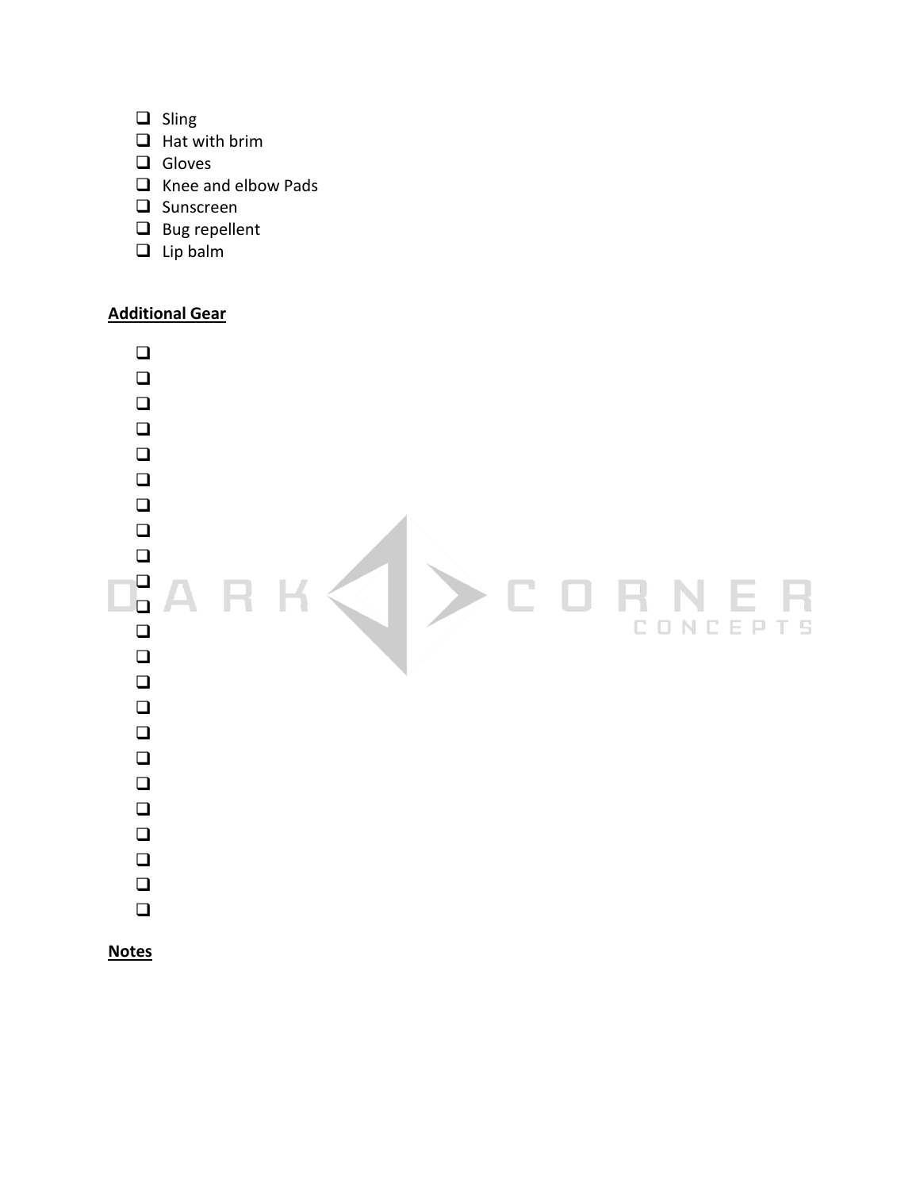- [ ] Sling
- [ ] Hat with brim
- [ ] Gloves
- [ ] Knee and elbow Pads
- [ ] Sunscreen
- [ ] Bug repellent
- [ ] Lip balm

**Additional Gear**

- [ ] 
- [ ] 
- [ ] 
- [ ] 
- [ ] 
- [ ] 
- [ ] 
- [ ] 
- [ ] 
- [ ] 
- [ ] 
- [ ] 
- [ ] 
- [ ] 
- [ ] 
- [ ] 
- [ ] 
- [ ] 
- [ ] 
- [ ] 
- [ ] 
- [ ] 
- [ ] 

**Notes**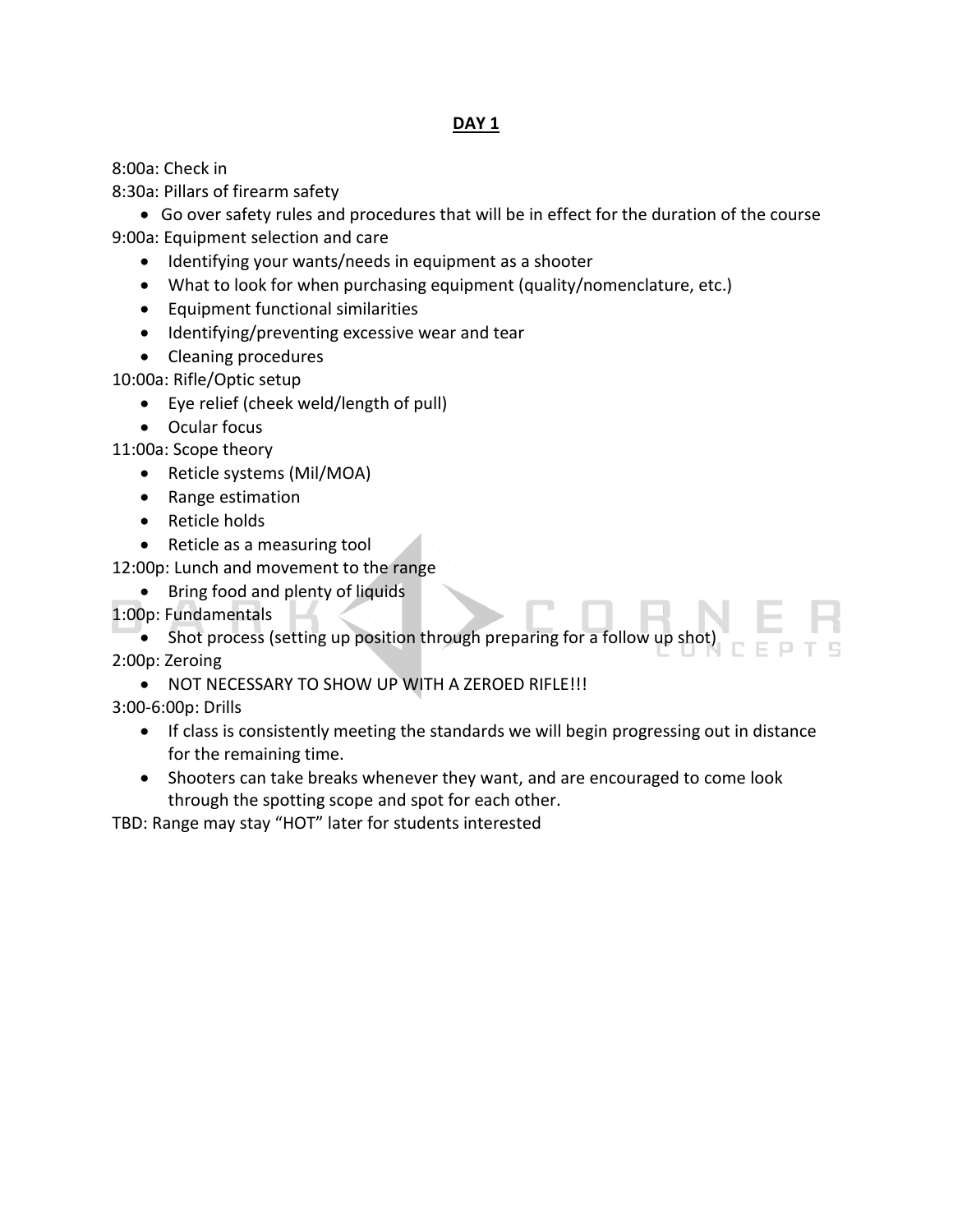## DAY 1

8:00a: Check in

8:30a: Pillars of firearm safety

- Go over safety rules and procedures that will be in effect for the duration of the course

9:00a: Equipment selection and care

- Identifying your wants/needs in equipment as a shooter
- What to look for when purchasing equipment (quality/nomenclature, etc.)
- Equipment functional similarities
- Identifying/preventing excessive wear and tear
- Cleaning procedures

10:00a: Rifle/Optic setup

- Eye relief (cheek weld/length of pull)
- Ocular focus

11:00a: Scope theory

- Reticle systems (Mil/MOA)
- Range estimation
- Reticle holds
- Reticle as a measuring tool

12:00p: Lunch and movement to the range

- Bring food and plenty of liquids

1:00p: Fundamentals

- Shot process (setting up position through preparing for a follow up shot)

2:00p: Zeroing

- NOT NECESSARY TO SHOW UP WITH A ZEROED RIFLE!!!

3:00-6:00p: Drills

- If class is consistently meeting the standards we will begin progressing out in distance for the remaining time.
- Shooters can take breaks whenever they want, and are encouraged to come look through the spotting scope and spot for each other.

TBD: Range may stay "HOT" later for students interested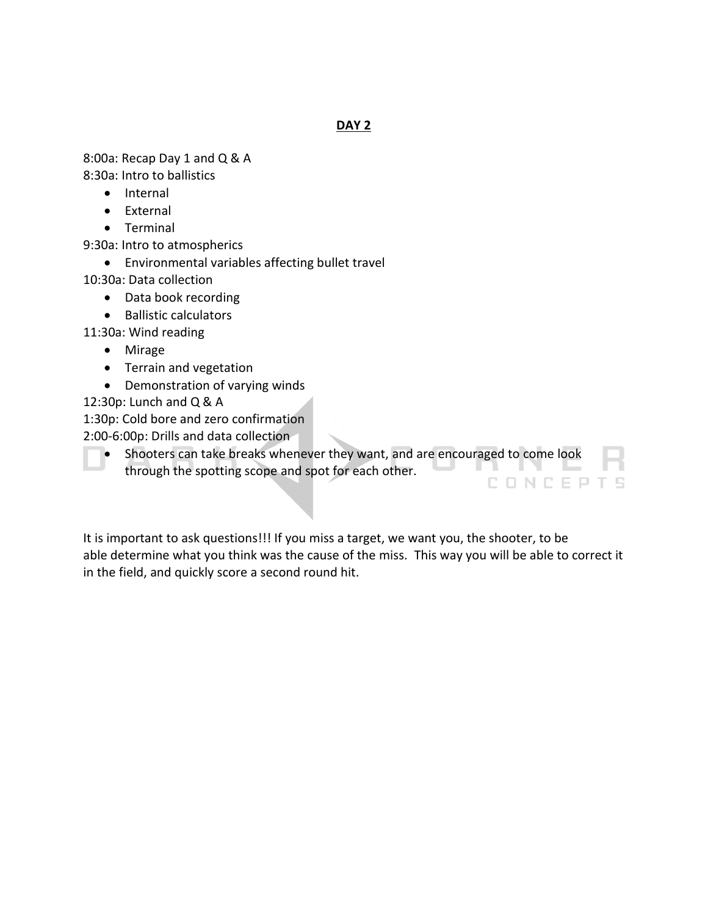## **DAY 2**

8:00a: Recap Day 1 and Q & A
8:30a: Intro to ballistics

- Internal
- External
- Terminal

9:30a: Intro to atmospherics

- Environmental variables affecting bullet travel

10:30a: Data collection

- Data book recording
- Ballistic calculators

11:30a: Wind reading

- Mirage
- Terrain and vegetation
- Demonstration of varying winds

12:30p: Lunch and Q & A
1:30p: Cold bore and zero confirmation
2:00-6:00p: Drills and data collection

- Shooters can take breaks whenever they want, and are encouraged to come look through the spotting scope and spot for each other.

It is important to ask questions!!! If you miss a target, we want you, the shooter, to be able determine what you think was the cause of the miss. This way you will be able to correct it in the field, and quickly score a second round hit.